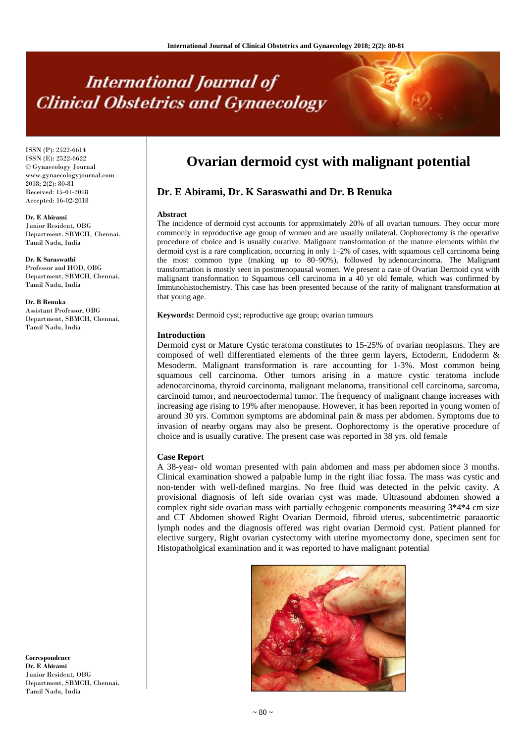# Ovarian dermoid cyst with malignant potential

## Dr. E Abirami, Dr. K Saraswathi and Dr. B Renuka

ISSN (P): 2522-6614
ISSN (E): 2522-6622
© Gynaecology Journal
www.gynaecologyjournal.com
2018; 2(2): 80-81
Received: 15-01-2018
Accepted: 16-02-2018

**Dr. E Abirami**
Junior Resident, OBG Department, SBMCH, Chennai, Tamil Nadu, India

**Dr. K Saraswathi**
Professor and HOD, OBG Department, SBMCH, Chennai, Tamil Nadu, India

**Dr. B Renuka**
Assistant Professor, OBG Department, SBMCH, Chennai, Tamil Nadu, India

**Correspondence**
**Dr. E Abirami**
Junior Resident, OBG Department, SBMCH, Chennai, Tamil Nadu, India

### Abstract

The incidence of dermoid cyst accounts for approximately 20% of all ovarian tumours. They occur more commonly in reproductive age group of women and are usually unilateral. Oophorectomy is the operative procedure of choice and is usually curative. Malignant transformation of the mature elements within the dermoid cyst is a rare complication, occurring in only 1–2% of cases, with squamous cell carcinoma being the most common type (making up to 80–90%), followed by adenocarcinoma. The Malignant transformation is mostly seen in postmenopausal women. We present a case of Ovarian Dermoid cyst with malignant transformation to Squamous cell carcinoma in a 40 yr old female, which was confirmed by Immunohistochemistry. This case has been presented because of the rarity of malignant transformation at that young age.

**Keywords:** Dermoid cyst; reproductive age group; ovarian tumours

### Introduction

Dermoid cyst or Mature Cystic teratoma constitutes to 15-25% of ovarian neoplasms. They are composed of well differentiated elements of the three germ layers, Ectoderm, Endoderm & Mesoderm. Malignant transformation is rare accounting for 1-3%. Most common being squamous cell carcinoma. Other tumors arising in a mature cystic teratoma include adenocarcinoma, thyroid carcinoma, malignant melanoma, transitional cell carcinoma, sarcoma, carcinoid tumor, and neuroectodermal tumor. The frequency of malignant change increases with increasing age rising to 19% after menopause. However, it has been reported in young women of around 30 yrs. Common symptoms are abdominal pain & mass per abdomen. Symptoms due to invasion of nearby organs may also be present. Oophorectomy is the operative procedure of choice and is usually curative. The present case was reported in 38 yrs. old female

### Case Report

A 38-year- old woman presented with pain abdomen and mass per abdomen since 3 months. Clinical examination showed a palpable lump in the right iliac fossa. The mass was cystic and non-tender with well-defined margins. No free fluid was detected in the pelvic cavity. A provisional diagnosis of left side ovarian cyst was made. Ultrasound abdomen showed a complex right side ovarian mass with partially echogenic components measuring 3*4*4 cm size and CT Abdomen showed Right Ovarian Dermoid, fibroid uterus, subcentimetric paraaortic lymph nodes and the diagnosis offered was right ovarian Dermoid cyst. Patient planned for elective surgery, Right ovarian cystectomy with uterine myomectomy done, specimen sent for Histopatholgical examination and it was reported to have malignant potential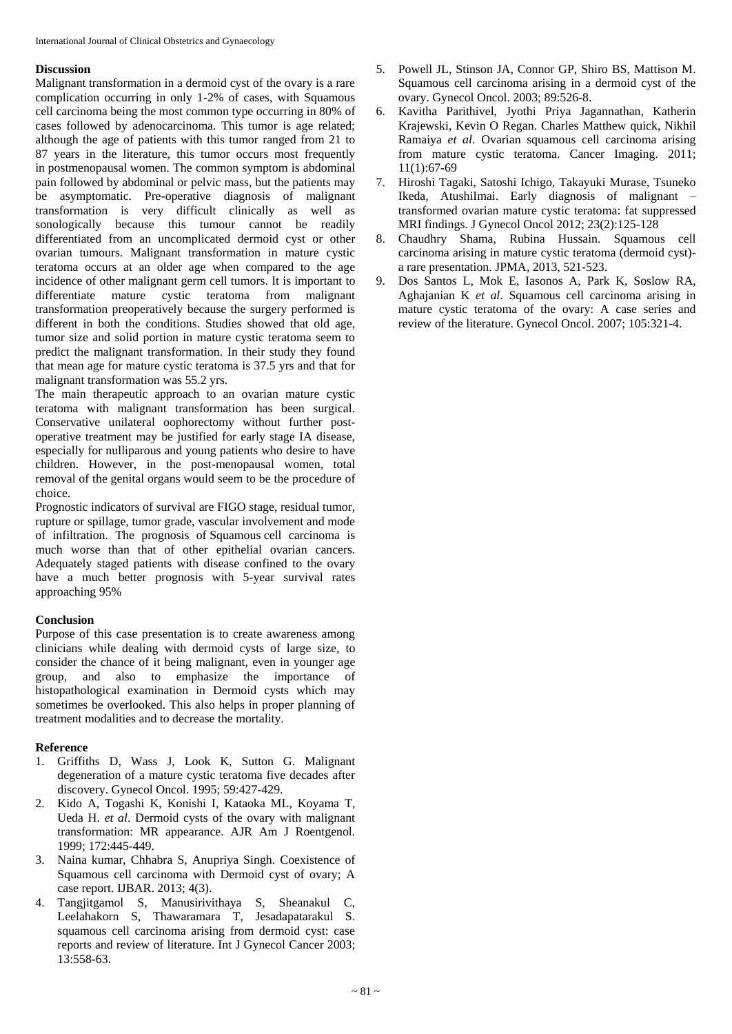## Discussion

Malignant transformation in a dermoid cyst of the ovary is a rare complication occurring in only 1-2% of cases, with Squamous cell carcinoma being the most common type occurring in 80% of cases followed by adenocarcinoma. This tumor is age related; although the age of patients with this tumor ranged from 21 to 87 years in the literature, this tumor occurs most frequently in postmenopausal women. The common symptom is abdominal pain followed by abdominal or pelvic mass, but the patients may be asymptomatic. Pre-operative diagnosis of malignant transformation is very difficult clinically as well as sonologically because this tumour cannot be readily differentiated from an uncomplicated dermoid cyst or other ovarian tumours. Malignant transformation in mature cystic teratoma occurs at an older age when compared to the age incidence of other malignant germ cell tumors. It is important to differentiate mature cystic teratoma from malignant transformation preoperatively because the surgery performed is different in both the conditions. Studies showed that old age, tumor size and solid portion in mature cystic teratoma seem to predict the malignant transformation. In their study they found that mean age for mature cystic teratoma is 37.5 yrs and that for malignant transformation was 55.2 yrs.

The main therapeutic approach to an ovarian mature cystic teratoma with malignant transformation has been surgical. Conservative unilateral oophorectomy without further post-operative treatment may be justified for early stage IA disease, especially for nulliparous and young patients who desire to have children. However, in the post-menopausal women, total removal of the genital organs would seem to be the procedure of choice.

Prognostic indicators of survival are FIGO stage, residual tumor, rupture or spillage, tumor grade, vascular involvement and mode of infiltration. The prognosis of Squamous cell carcinoma is much worse than that of other epithelial ovarian cancers. Adequately staged patients with disease confined to the ovary have a much better prognosis with 5-year survival rates approaching 95%

## Conclusion

Purpose of this case presentation is to create awareness among clinicians while dealing with dermoid cysts of large size, to consider the chance of it being malignant, even in younger age group, and also to emphasize the importance of histopathological examination in Dermoid cysts which may sometimes be overlooked. This also helps in proper planning of treatment modalities and to decrease the mortality.

## Reference

1. Griffiths D, Wass J, Look K, Sutton G. Malignant degeneration of a mature cystic teratoma five decades after discovery. Gynecol Oncol. 1995; 59:427-429.
2. Kido A, Togashi K, Konishi I, Kataoka ML, Koyama T, Ueda H. *et al*. Dermoid cysts of the ovary with malignant transformation: MR appearance. AJR Am J Roentgenol. 1999; 172:445-449.
3. Naina kumar, Chhabra S, Anupriya Singh. Coexistence of Squamous cell carcinoma with Dermoid cyst of ovary; A case report. IJBAR. 2013; 4(3).
4. Tangjitgamol S, Manusirivithaya S, Sheanakul C, Leelahakorn S, Thawaramara T, Jesadapatarakul S. squamous cell carcinoma arising from dermoid cyst: case reports and review of literature. Int J Gynecol Cancer 2003; 13:558-63.
5. Powell JL, Stinson JA, Connor GP, Shiro BS, Mattison M. Squamous cell carcinoma arising in a dermoid cyst of the ovary. Gynecol Oncol. 2003; 89:526-8.
6. Kavitha Parithivel, Jyothi Priya Jagannathan, Katherin Krajewski, Kevin O Regan. Charles Matthew quick, Nikhil Ramaiya *et al*. Ovarian squamous cell carcinoma arising from mature cystic teratoma. Cancer Imaging. 2011; 11(1):67-69
7. Hiroshi Tagaki, Satoshi Ichigo, Takayuki Murase, Tsuneko Ikeda, AtushiImai. Early diagnosis of malignant – transformed ovarian mature cystic teratoma: fat suppressed MRI findings. J Gynecol Oncol 2012; 23(2):125-128
8. Chaudhry Shama, Rubina Hussain. Squamous cell carcinoma arising in mature cystic teratoma (dermoid cyst)-a rare presentation. JPMA, 2013, 521-523.
9. Dos Santos L, Mok E, Iasonos A, Park K, Soslow RA, Aghajanian K *et al*. Squamous cell carcinoma arising in mature cystic teratoma of the ovary: A case series and review of the literature. Gynecol Oncol. 2007; 105:321-4.